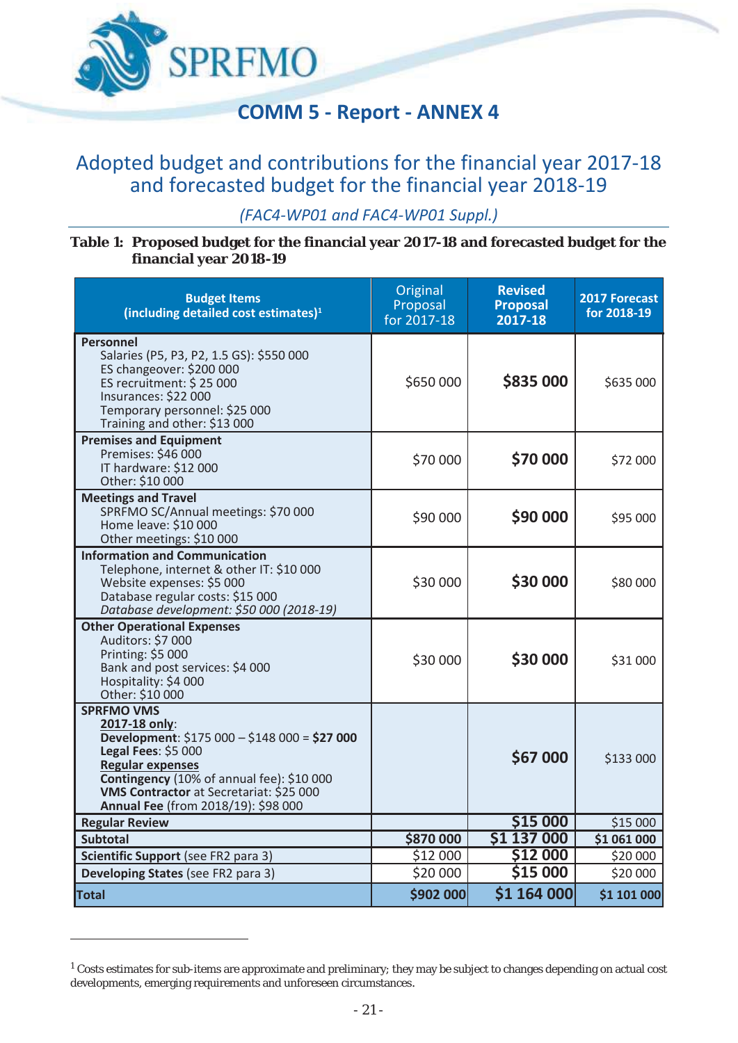# COMM 5 - Report - ANNEX 4

## Adopted budget and contributions for the financial year 2017-18 and forecasted budget for the financial year 2018-19

*(FAC4-WP01 and FAC4-WP01 Suppl.)*

**Table 1: Proposed budget for the financial year 2017-18 and forecasted budget for the financial year 2018-19**

| Budget Items (including detailed cost estimates)[1] | Original Proposal for 2017-18 | Revised Proposal 2017-18 | 2017 Forecast for 2018-19 |
|---|---|---|---|
| **Personnel**<br>Salaries (P5, P3, P2, 1.5 GS): $550 000<br>ES changeover: $200 000<br>ES recruitment: $ 25 000<br>Insurances: $22 000<br>Temporary personnel: $25 000<br>Training and other: $13 000 | $650 000 | **$835 000** | $635 000 |
| **Premises and Equipment**<br>Premises: $46 000<br>IT hardware: $12 000<br>Other: $10 000 | $70 000 | **$70 000** | $72 000 |
| **Meetings and Travel**<br>SPRFMO SC/Annual meetings: $70 000<br>Home leave: $10 000<br>Other meetings: $10 000 | $90 000 | **$90 000** | $95 000 |
| **Information and Communication**<br>Telephone, internet & other IT: $10 000<br>Website expenses: $5 000<br>Database regular costs: $15 000<br>*Database development: $50 000 (2018-19)* | $30 000 | **$30 000** | $80 000 |
| **Other Operational Expenses**<br>Auditors: $7 000<br>Printing: $5 000<br>Bank and post services: $4 000<br>Hospitality: $4 000<br>Other: $10 000 | $30 000 | **$30 000** | $31 000 |
| **SPRFMO VMS**<br>**2017-18 only**:<br>**Development**: $175 000 – $148 000 = **$27 000**<br>**Legal Fees**: $5 000<br>**Regular expenses**<br>**Contingency** (10% of annual fee): $10 000<br>**VMS Contractor** at Secretariat: $25 000<br>**Annual Fee** (from 2018/19): $98 000 | | **$67 000** | $133 000 |
| **Regular Review** | | **$15 000** | $15 000 |
| **Subtotal** | **$870 000** | **$1 137 000** | **$1 061 000** |
| **Scientific Support** (see FR2 para 3) | $12 000 | **$12 000** | $20 000 |
| **Developing States** (see FR2 para 3) | $20 000 | **$15 000** | $20 000 |
| **Total** | **$902 000** | **$1 164 000** | **$1 101 000** |

[1] Costs estimates for sub-items are approximate and preliminary; they may be subject to changes depending on actual cost developments, emerging requirements and unforeseen circumstances.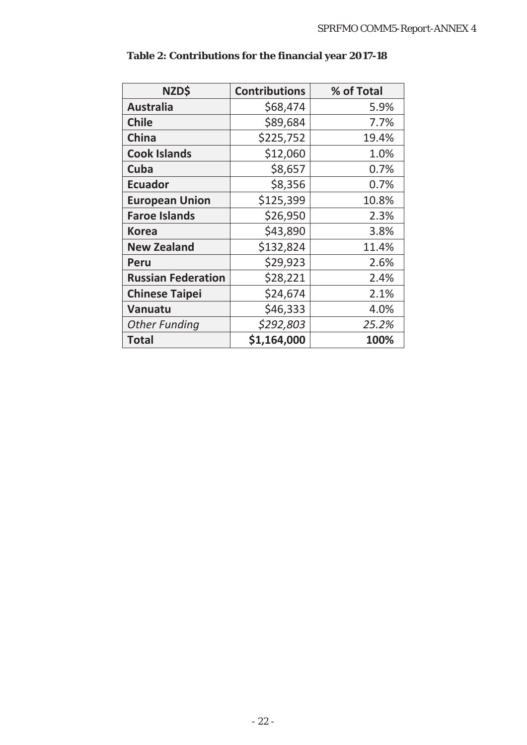**Table 2: Contributions for the financial year 2017-18**

| NZD$ | Contributions | % of Total |
|---|---|---|
| **Australia** | $68,474 | 5.9% |
| **Chile** | $89,684 | 7.7% |
| **China** | $225,752 | 19.4% |
| **Cook Islands** | $12,060 | 1.0% |
| **Cuba** | $8,657 | 0.7% |
| **Ecuador** | $8,356 | 0.7% |
| **European Union** | $125,399 | 10.8% |
| **Faroe Islands** | $26,950 | 2.3% |
| **Korea** | $43,890 | 3.8% |
| **New Zealand** | $132,824 | 11.4% |
| **Peru** | $29,923 | 2.6% |
| **Russian Federation** | $28,221 | 2.4% |
| **Chinese Taipei** | $24,674 | 2.1% |
| **Vanuatu** | $46,333 | 4.0% |
| *Other Funding* | *$292,803* | *25.2%* |
| **Total** | **$1,164,000** | **100%** |